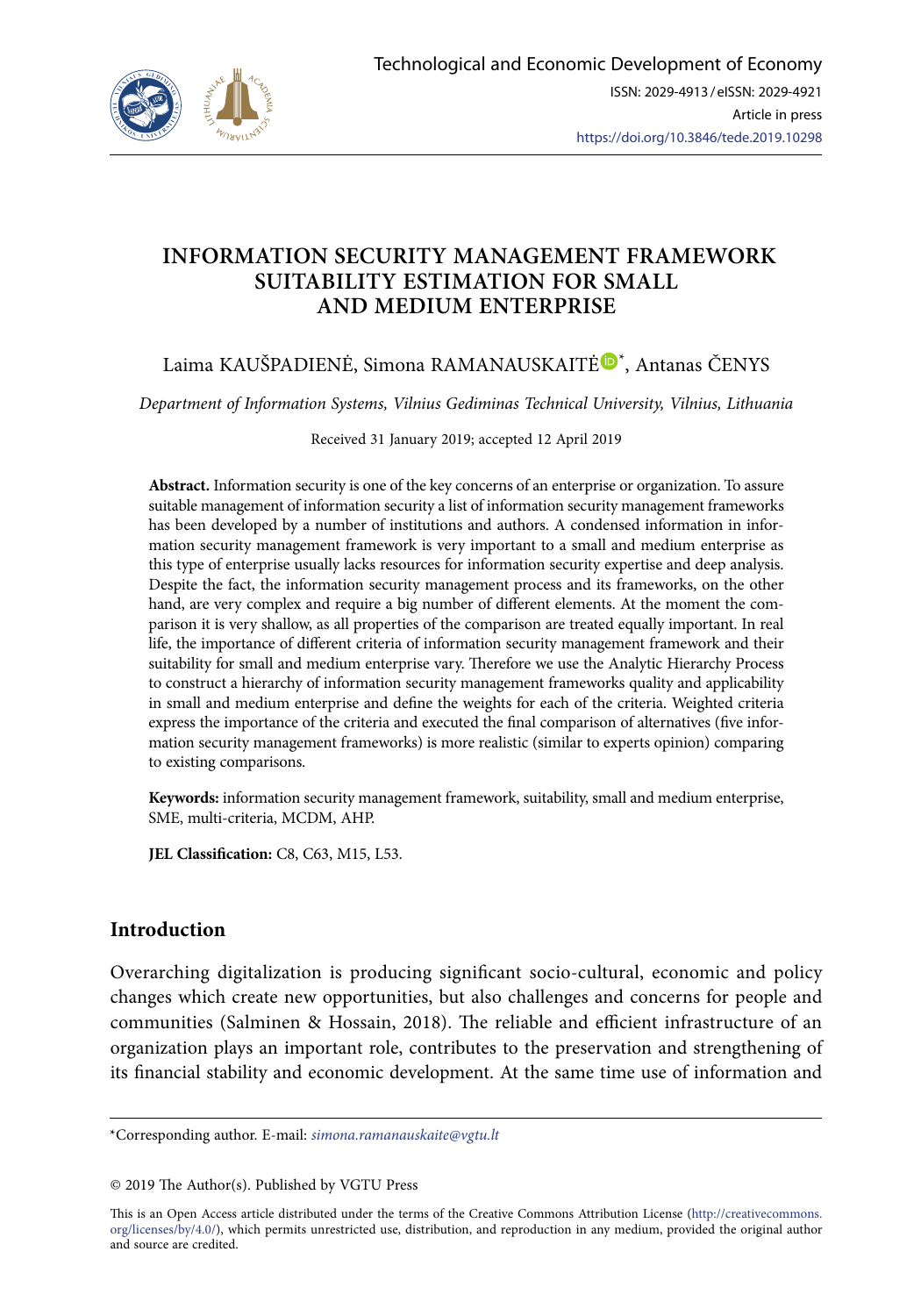# INFORMATION SECURITY MANAGEMENT FRAMEWORK SUITABILITY ESTIMATION FOR SMALL AND MEDIUM ENTERPRISE

Laima KAUŠPADIENĖ, Simona RAMANAUSKAITĖ*, Antanas ČENYS

*Department of Information Systems, Vilnius Gediminas Technical University, Vilnius, Lithuania*

Received 31 January 2019; accepted 12 April 2019

**Abstract.** Information security is one of the key concerns of an enterprise or organization. To assure suitable management of information security a list of information security management frameworks has been developed by a number of institutions and authors. A condensed information in information security management framework is very important to a small and medium enterprise as this type of enterprise usually lacks resources for information security expertise and deep analysis. Despite the fact, the information security management process and its frameworks, on the other hand, are very complex and require a big number of different elements. At the moment the comparison it is very shallow, as all properties of the comparison are treated equally important. In real life, the importance of different criteria of information security management framework and their suitability for small and medium enterprise vary. Therefore we use the Analytic Hierarchy Process to construct a hierarchy of information security management frameworks quality and applicability in small and medium enterprise and define the weights for each of the criteria. Weighted criteria express the importance of the criteria and executed the final comparison of alternatives (five information security management frameworks) is more realistic (similar to experts opinion) comparing to existing comparisons.

**Keywords:** information security management framework, suitability, small and medium enterprise, SME, multi-criteria, MCDM, AHP.

**JEL Classification:** C8, C63, M15, L53.

## Introduction

Overarching digitalization is producing significant socio-cultural, economic and policy changes which create new opportunities, but also challenges and concerns for people and communities (Salminen & Hossain, 2018). The reliable and efficient infrastructure of an organization plays an important role, contributes to the preservation and strengthening of its financial stability and economic development. At the same time use of information and

---

*Corresponding author. E-mail: *simona.ramanauskaite@vgtu.lt*

© 2019 The Author(s). Published by VGTU Press

This is an Open Access article distributed under the terms of the Creative Commons Attribution License (http://creativecommons.org/licenses/by/4.0/), which permits unrestricted use, distribution, and reproduction in any medium, provided the original author and source are credited.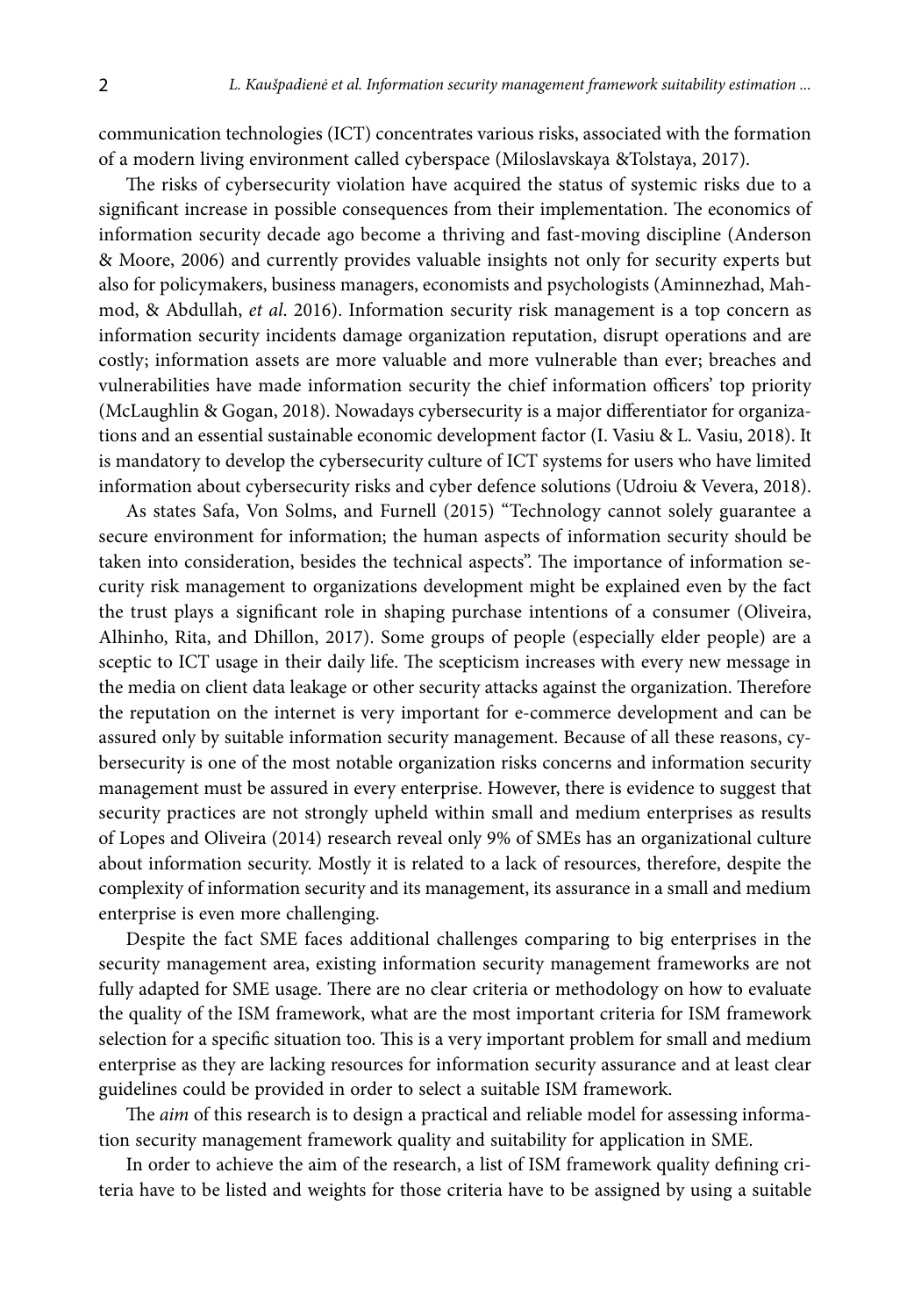communication technologies (ICT) concentrates various risks, associated with the formation of a modern living environment called cyberspace (Miloslavskaya &Tolstaya, 2017).

The risks of cybersecurity violation have acquired the status of systemic risks due to a significant increase in possible consequences from their implementation. The economics of information security decade ago become a thriving and fast-moving discipline (Anderson & Moore, 2006) and currently provides valuable insights not only for security experts but also for policymakers, business managers, economists and psychologists (Aminnezhad, Mahmod, & Abdullah, *et al.* 2016). Information security risk management is a top concern as information security incidents damage organization reputation, disrupt operations and are costly; information assets are more valuable and more vulnerable than ever; breaches and vulnerabilities have made information security the chief information officers' top priority (McLaughlin & Gogan, 2018). Nowadays cybersecurity is a major differentiator for organizations and an essential sustainable economic development factor (I. Vasiu & L. Vasiu, 2018). It is mandatory to develop the cybersecurity culture of ICT systems for users who have limited information about cybersecurity risks and cyber defence solutions (Udroiu & Vevera, 2018).

As states Safa, Von Solms, and Furnell (2015) "Technology cannot solely guarantee a secure environment for information; the human aspects of information security should be taken into consideration, besides the technical aspects". The importance of information security risk management to organizations development might be explained even by the fact the trust plays a significant role in shaping purchase intentions of a consumer (Oliveira, Alhinho, Rita, and Dhillon, 2017). Some groups of people (especially elder people) are a sceptic to ICT usage in their daily life. The scepticism increases with every new message in the media on client data leakage or other security attacks against the organization. Therefore the reputation on the internet is very important for e-commerce development and can be assured only by suitable information security management. Because of all these reasons, cybersecurity is one of the most notable organization risks concerns and information security management must be assured in every enterprise. However, there is evidence to suggest that security practices are not strongly upheld within small and medium enterprises as results of Lopes and Oliveira (2014) research reveal only 9% of SMEs has an organizational culture about information security. Mostly it is related to a lack of resources, therefore, despite the complexity of information security and its management, its assurance in a small and medium enterprise is even more challenging.

Despite the fact SME faces additional challenges comparing to big enterprises in the security management area, existing information security management frameworks are not fully adapted for SME usage. There are no clear criteria or methodology on how to evaluate the quality of the ISM framework, what are the most important criteria for ISM framework selection for a specific situation too. This is a very important problem for small and medium enterprise as they are lacking resources for information security assurance and at least clear guidelines could be provided in order to select a suitable ISM framework.

The *aim* of this research is to design a practical and reliable model for assessing information security management framework quality and suitability for application in SME.

In order to achieve the aim of the research, a list of ISM framework quality defining criteria have to be listed and weights for those criteria have to be assigned by using a suitable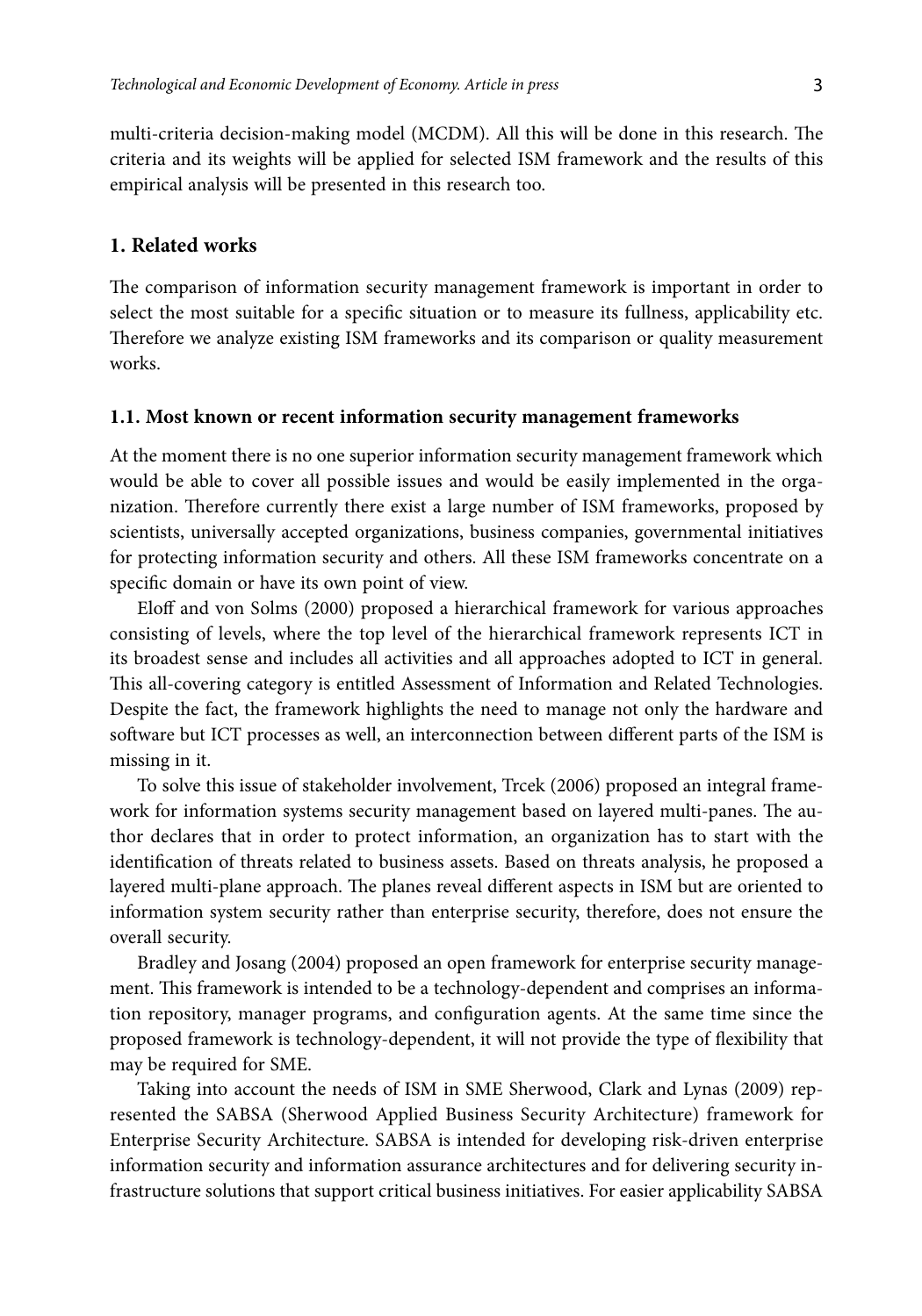multi-criteria decision-making model (MCDM). All this will be done in this research. The criteria and its weights will be applied for selected ISM framework and the results of this empirical analysis will be presented in this research too.

## 1. Related works

The comparison of information security management framework is important in order to select the most suitable for a specific situation or to measure its fullness, applicability etc. Therefore we analyze existing ISM frameworks and its comparison or quality measurement works.

### 1.1. Most known or recent information security management frameworks

At the moment there is no one superior information security management framework which would be able to cover all possible issues and would be easily implemented in the organization. Therefore currently there exist a large number of ISM frameworks, proposed by scientists, universally accepted organizations, business companies, governmental initiatives for protecting information security and others. All these ISM frameworks concentrate on a specific domain or have its own point of view.

Eloff and von Solms (2000) proposed a hierarchical framework for various approaches consisting of levels, where the top level of the hierarchical framework represents ICT in its broadest sense and includes all activities and all approaches adopted to ICT in general. This all-covering category is entitled Assessment of Information and Related Technologies. Despite the fact, the framework highlights the need to manage not only the hardware and software but ICT processes as well, an interconnection between different parts of the ISM is missing in it.

To solve this issue of stakeholder involvement, Trcek (2006) proposed an integral framework for information systems security management based on layered multi-panes. The author declares that in order to protect information, an organization has to start with the identification of threats related to business assets. Based on threats analysis, he proposed a layered multi-plane approach. The planes reveal different aspects in ISM but are oriented to information system security rather than enterprise security, therefore, does not ensure the overall security.

Bradley and Josang (2004) proposed an open framework for enterprise security management. This framework is intended to be a technology-dependent and comprises an information repository, manager programs, and configuration agents. At the same time since the proposed framework is technology-dependent, it will not provide the type of flexibility that may be required for SME.

Taking into account the needs of ISM in SME Sherwood, Clark and Lynas (2009) represented the SABSA (Sherwood Applied Business Security Architecture) framework for Enterprise Security Architecture. SABSA is intended for developing risk-driven enterprise information security and information assurance architectures and for delivering security infrastructure solutions that support critical business initiatives. For easier applicability SABSA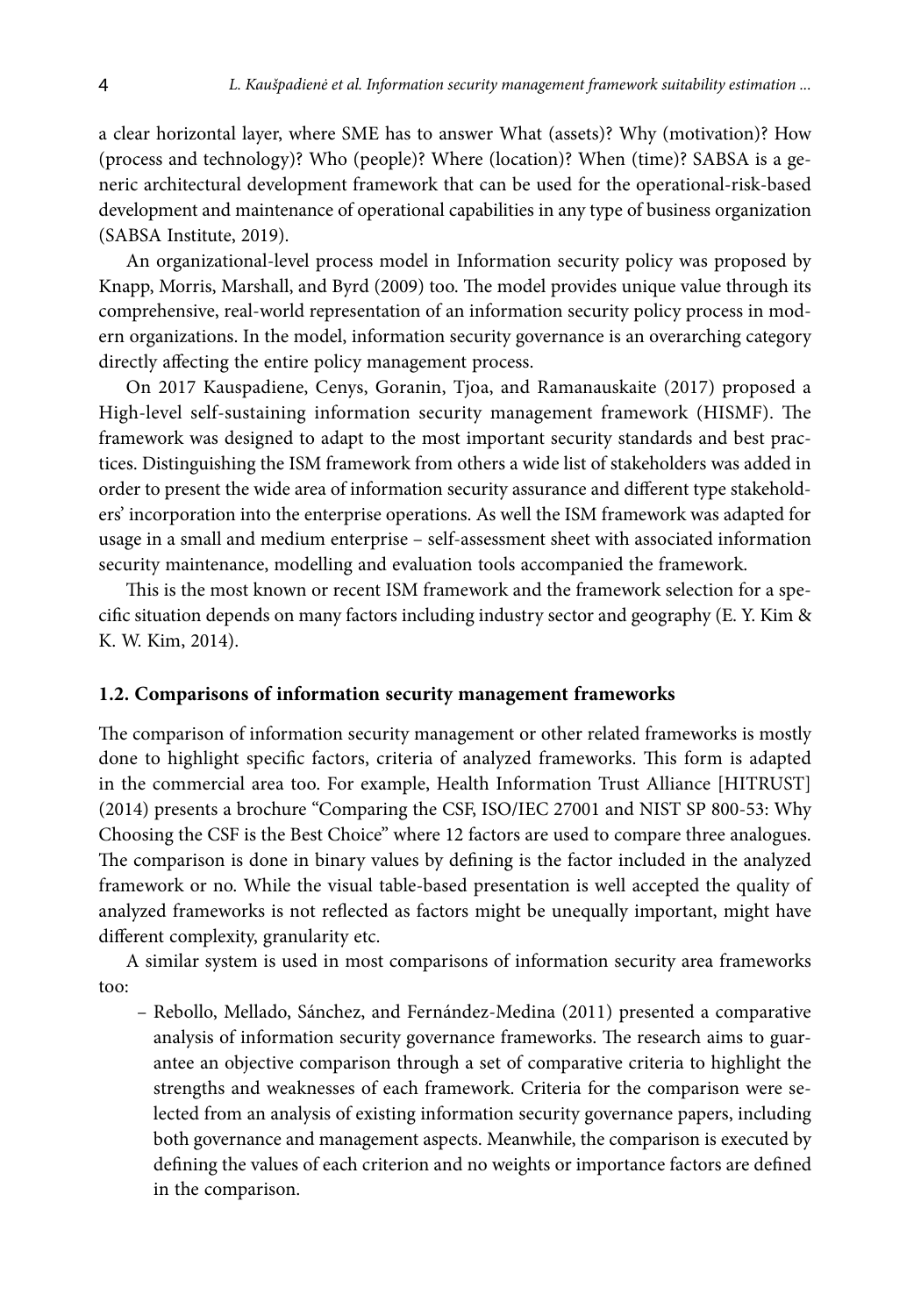a clear horizontal layer, where SME has to answer What (assets)? Why (motivation)? How (process and technology)? Who (people)? Where (location)? When (time)? SABSA is a generic architectural development framework that can be used for the operational-risk-based development and maintenance of operational capabilities in any type of business organization (SABSA Institute, 2019).

An organizational-level process model in Information security policy was proposed by Knapp, Morris, Marshall, and Byrd (2009) too. The model provides unique value through its comprehensive, real-world representation of an information security policy process in modern organizations. In the model, information security governance is an overarching category directly affecting the entire policy management process.

On 2017 Kauspadiene, Cenys, Goranin, Tjoa, and Ramanauskaite (2017) proposed a High-level self-sustaining information security management framework (HISMF). The framework was designed to adapt to the most important security standards and best practices. Distinguishing the ISM framework from others a wide list of stakeholders was added in order to present the wide area of information security assurance and different type stakeholders' incorporation into the enterprise operations. As well the ISM framework was adapted for usage in a small and medium enterprise – self-assessment sheet with associated information security maintenance, modelling and evaluation tools accompanied the framework.

This is the most known or recent ISM framework and the framework selection for a specific situation depends on many factors including industry sector and geography (E. Y. Kim & K. W. Kim, 2014).

### 1.2. Comparisons of information security management frameworks

The comparison of information security management or other related frameworks is mostly done to highlight specific factors, criteria of analyzed frameworks. This form is adapted in the commercial area too. For example, Health Information Trust Alliance [HITRUST] (2014) presents a brochure "Comparing the CSF, ISO/IEC 27001 and NIST SP 800-53: Why Choosing the CSF is the Best Choice" where 12 factors are used to compare three analogues. The comparison is done in binary values by defining is the factor included in the analyzed framework or no. While the visual table-based presentation is well accepted the quality of analyzed frameworks is not reflected as factors might be unequally important, might have different complexity, granularity etc.

A similar system is used in most comparisons of information security area frameworks too:

- Rebollo, Mellado, Sánchez, and Fernández-Medina (2011) presented a comparative analysis of information security governance frameworks. The research aims to guarantee an objective comparison through a set of comparative criteria to highlight the strengths and weaknesses of each framework. Criteria for the comparison were selected from an analysis of existing information security governance papers, including both governance and management aspects. Meanwhile, the comparison is executed by defining the values of each criterion and no weights or importance factors are defined in the comparison.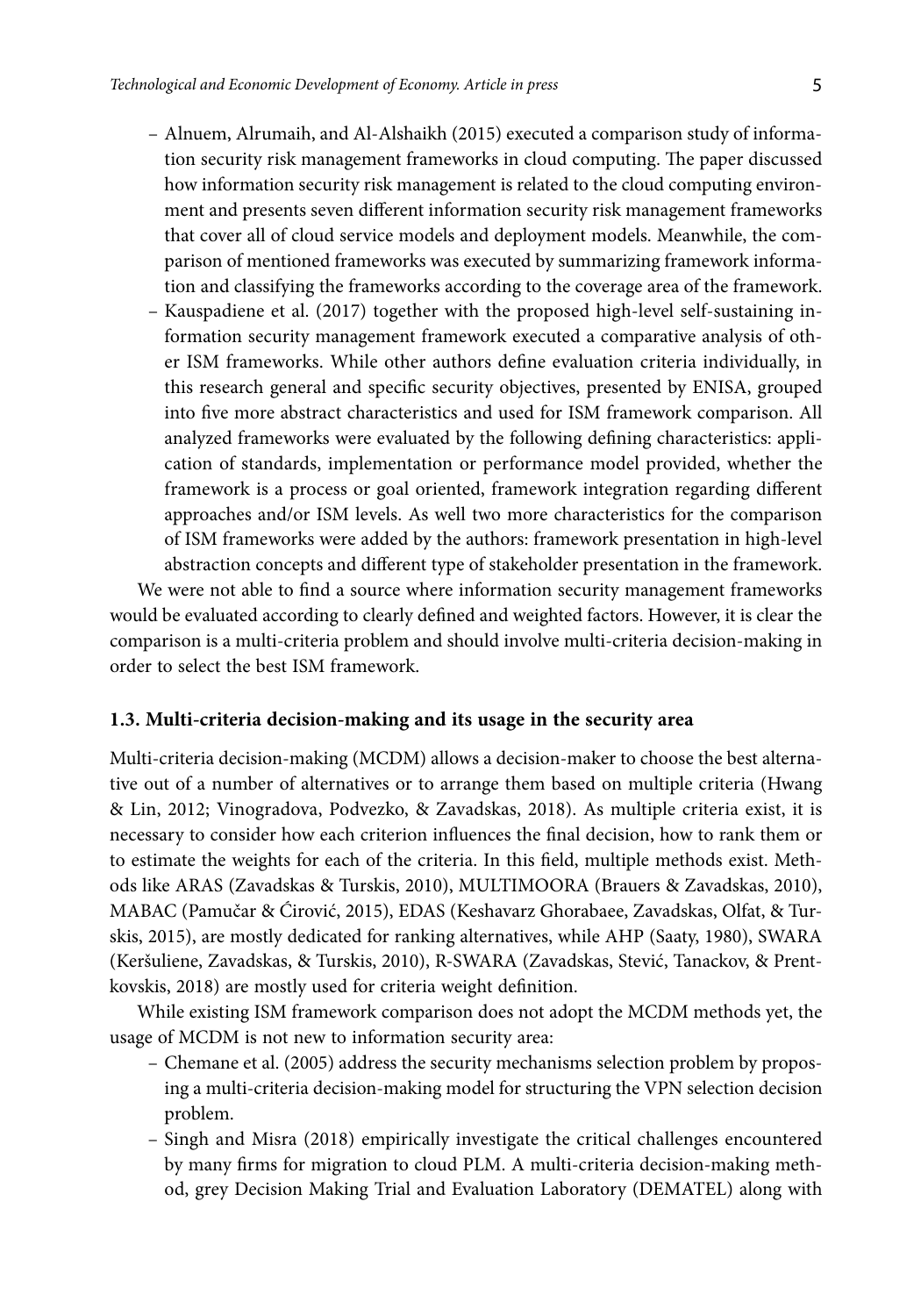- Alnuem, Alrumaih, and Al-Alshaikh (2015) executed a comparison study of information security risk management frameworks in cloud computing. The paper discussed how information security risk management is related to the cloud computing environment and presents seven different information security risk management frameworks that cover all of cloud service models and deployment models. Meanwhile, the comparison of mentioned frameworks was executed by summarizing framework information and classifying the frameworks according to the coverage area of the framework.
- Kauspadiene et al. (2017) together with the proposed high-level self-sustaining information security management framework executed a comparative analysis of other ISM frameworks. While other authors define evaluation criteria individually, in this research general and specific security objectives, presented by ENISA, grouped into five more abstract characteristics and used for ISM framework comparison. All analyzed frameworks were evaluated by the following defining characteristics: application of standards, implementation or performance model provided, whether the framework is a process or goal oriented, framework integration regarding different approaches and/or ISM levels. As well two more characteristics for the comparison of ISM frameworks were added by the authors: framework presentation in high-level abstraction concepts and different type of stakeholder presentation in the framework.

We were not able to find a source where information security management frameworks would be evaluated according to clearly defined and weighted factors. However, it is clear the comparison is a multi-criteria problem and should involve multi-criteria decision-making in order to select the best ISM framework.

### 1.3. Multi-criteria decision-making and its usage in the security area

Multi-criteria decision-making (MCDM) allows a decision-maker to choose the best alternative out of a number of alternatives or to arrange them based on multiple criteria (Hwang & Lin, 2012; Vinogradova, Podvezko, & Zavadskas, 2018). As multiple criteria exist, it is necessary to consider how each criterion influences the final decision, how to rank them or to estimate the weights for each of the criteria. In this field, multiple methods exist. Methods like ARAS (Zavadskas & Turskis, 2010), MULTIMOORA (Brauers & Zavadskas, 2010), MABAC (Pamučar & Ćirović, 2015), EDAS (Keshavarz Ghorabaee, Zavadskas, Olfat, & Turskis, 2015), are mostly dedicated for ranking alternatives, while AHP (Saaty, 1980), SWARA (Keršuliene, Zavadskas, & Turskis, 2010), R-SWARA (Zavadskas, Stević, Tanackov, & Prentkovskis, 2018) are mostly used for criteria weight definition.

While existing ISM framework comparison does not adopt the MCDM methods yet, the usage of MCDM is not new to information security area:

- Chemane et al. (2005) address the security mechanisms selection problem by proposing a multi-criteria decision-making model for structuring the VPN selection decision problem.
- Singh and Misra (2018) empirically investigate the critical challenges encountered by many firms for migration to cloud PLM. A multi-criteria decision-making method, grey Decision Making Trial and Evaluation Laboratory (DEMATEL) along with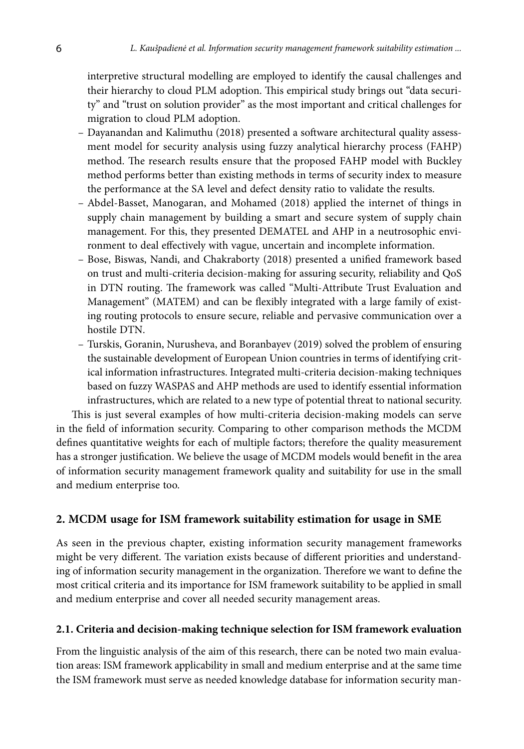interpretive structural modelling are employed to identify the causal challenges and their hierarchy to cloud PLM adoption. This empirical study brings out "data security" and "trust on solution provider" as the most important and critical challenges for migration to cloud PLM adoption.

- Dayanandan and Kalimuthu (2018) presented a software architectural quality assessment model for security analysis using fuzzy analytical hierarchy process (FAHP) method. The research results ensure that the proposed FAHP model with Buckley method performs better than existing methods in terms of security index to measure the performance at the SA level and defect density ratio to validate the results.
- Abdel-Basset, Manogaran, and Mohamed (2018) applied the internet of things in supply chain management by building a smart and secure system of supply chain management. For this, they presented DEMATEL and AHP in a neutrosophic environment to deal effectively with vague, uncertain and incomplete information.
- Bose, Biswas, Nandi, and Chakraborty (2018) presented a unified framework based on trust and multi-criteria decision-making for assuring security, reliability and QoS in DTN routing. The framework was called "Multi-Attribute Trust Evaluation and Management" (MATEM) and can be flexibly integrated with a large family of existing routing protocols to ensure secure, reliable and pervasive communication over a hostile DTN.
- Turskis, Goranin, Nurusheva, and Boranbayev (2019) solved the problem of ensuring the sustainable development of European Union countries in terms of identifying critical information infrastructures. Integrated multi-criteria decision-making techniques based on fuzzy WASPAS and AHP methods are used to identify essential information infrastructures, which are related to a new type of potential threat to national security.

This is just several examples of how multi-criteria decision-making models can serve in the field of information security. Comparing to other comparison methods the MCDM defines quantitative weights for each of multiple factors; therefore the quality measurement has a stronger justification. We believe the usage of MCDM models would benefit in the area of information security management framework quality and suitability for use in the small and medium enterprise too.

## 2. MCDM usage for ISM framework suitability estimation for usage in SME

As seen in the previous chapter, existing information security management frameworks might be very different. The variation exists because of different priorities and understanding of information security management in the organization. Therefore we want to define the most critical criteria and its importance for ISM framework suitability to be applied in small and medium enterprise and cover all needed security management areas.

### 2.1. Criteria and decision-making technique selection for ISM framework evaluation

From the linguistic analysis of the aim of this research, there can be noted two main evaluation areas: ISM framework applicability in small and medium enterprise and at the same time the ISM framework must serve as needed knowledge database for information security man-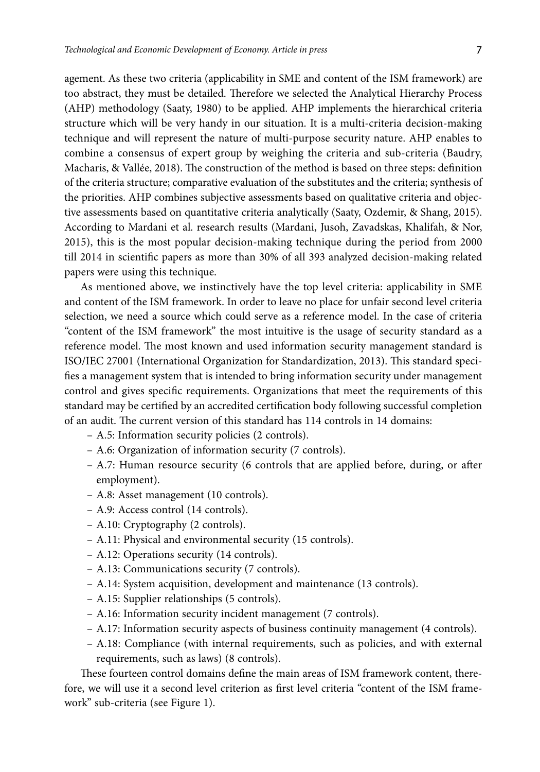agement. As these two criteria (applicability in SME and content of the ISM framework) are too abstract, they must be detailed. Therefore we selected the Analytical Hierarchy Process (AHP) methodology (Saaty, 1980) to be applied. AHP implements the hierarchical criteria structure which will be very handy in our situation. It is a multi-criteria decision-making technique and will represent the nature of multi-purpose security nature. AHP enables to combine a consensus of expert group by weighing the criteria and sub-criteria (Baudry, Macharis, & Vallée, 2018). The construction of the method is based on three steps: definition of the criteria structure; comparative evaluation of the substitutes and the criteria; synthesis of the priorities. AHP combines subjective assessments based on qualitative criteria and objective assessments based on quantitative criteria analytically (Saaty, Ozdemir, & Shang, 2015). According to Mardani et al. research results (Mardani, Jusoh, Zavadskas, Khalifah, & Nor, 2015), this is the most popular decision-making technique during the period from 2000 till 2014 in scientific papers as more than 30% of all 393 analyzed decision-making related papers were using this technique.

As mentioned above, we instinctively have the top level criteria: applicability in SME and content of the ISM framework. In order to leave no place for unfair second level criteria selection, we need a source which could serve as a reference model. In the case of criteria "content of the ISM framework" the most intuitive is the usage of security standard as a reference model. The most known and used information security management standard is ISO/IEC 27001 (International Organization for Standardization, 2013). This standard specifies a management system that is intended to bring information security under management control and gives specific requirements. Organizations that meet the requirements of this standard may be certified by an accredited certification body following successful completion of an audit. The current version of this standard has 114 controls in 14 domains:

- A.5: Information security policies (2 controls).
- A.6: Organization of information security (7 controls).
- A.7: Human resource security (6 controls that are applied before, during, or after employment).
- A.8: Asset management (10 controls).
- A.9: Access control (14 controls).
- A.10: Cryptography (2 controls).
- A.11: Physical and environmental security (15 controls).
- A.12: Operations security (14 controls).
- A.13: Communications security (7 controls).
- A.14: System acquisition, development and maintenance (13 controls).
- A.15: Supplier relationships (5 controls).
- A.16: Information security incident management (7 controls).
- A.17: Information security aspects of business continuity management (4 controls).
- A.18: Compliance (with internal requirements, such as policies, and with external requirements, such as laws) (8 controls).

These fourteen control domains define the main areas of ISM framework content, therefore, we will use it a second level criterion as first level criteria "content of the ISM framework" sub-criteria (see Figure 1).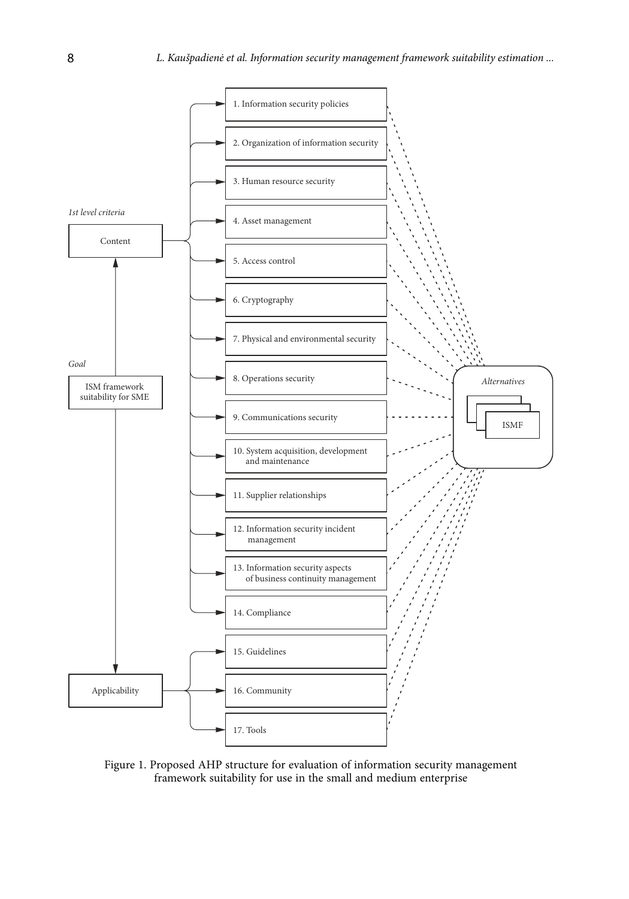*1st level criteria*

Content

- 1. Information security policies
- 2. Organization of information security
- 3. Human resource security
- 4. Asset management
- 5. Access control
- 6. Cryptography
- 7. Physical and environmental security
- 8. Operations security
- 9. Communications security
- 10. System acquisition, development and maintenance
- 11. Supplier relationships
- 12. Information security incident management
- 13. Information security aspects of business continuity management
- 14. Compliance

*Goal*

ISM framework suitability for SME

Applicability

- 15. Guidelines
- 16. Community
- 17. Tools

*Alternatives*

ISMF

Figure 1. Proposed AHP structure for evaluation of information security management framework suitability for use in the small and medium enterprise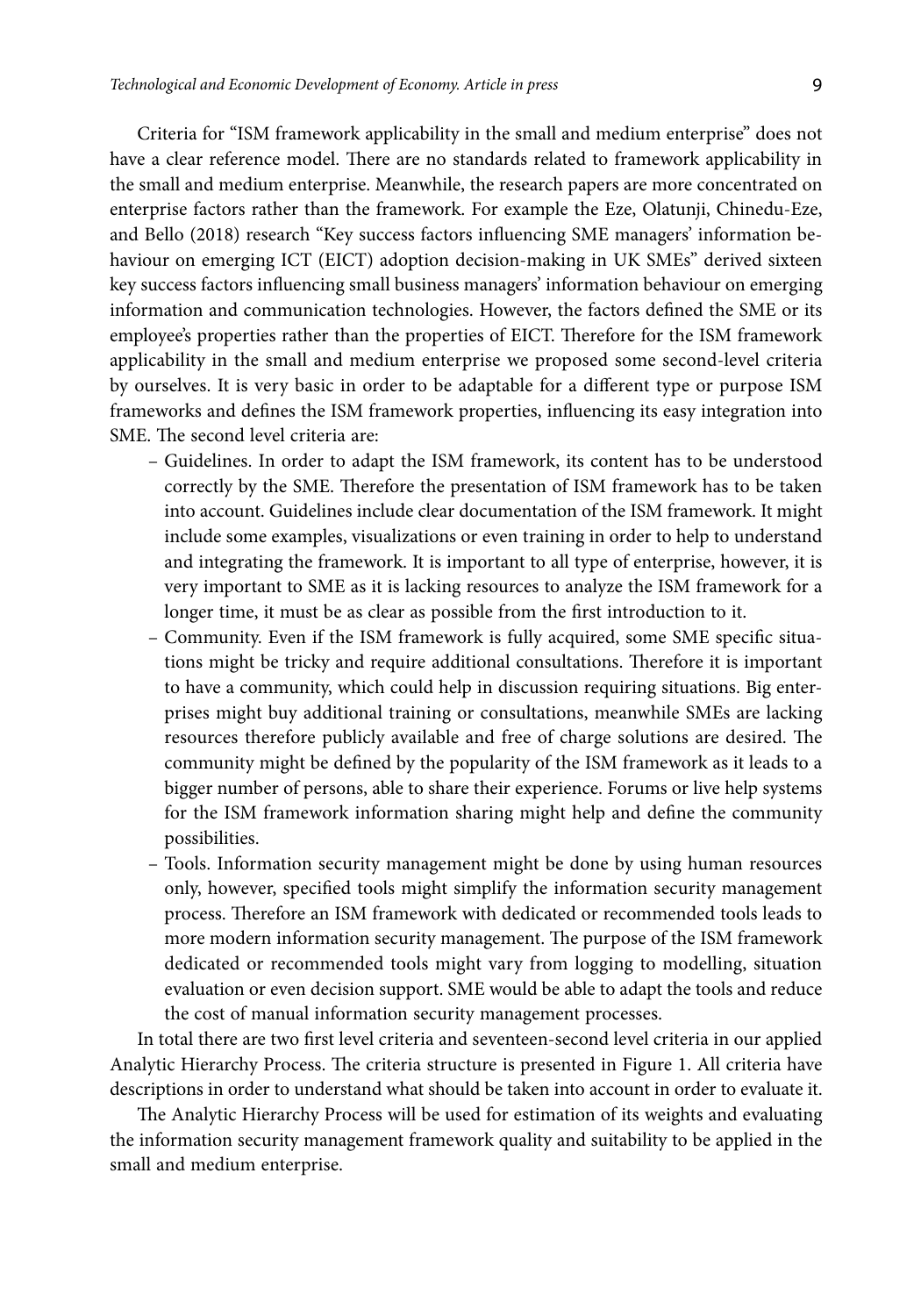Criteria for "ISM framework applicability in the small and medium enterprise" does not have a clear reference model. There are no standards related to framework applicability in the small and medium enterprise. Meanwhile, the research papers are more concentrated on enterprise factors rather than the framework. For example the Eze, Olatunji, Chinedu-Eze, and Bello (2018) research "Key success factors influencing SME managers' information behaviour on emerging ICT (EICT) adoption decision-making in UK SMEs" derived sixteen key success factors influencing small business managers' information behaviour on emerging information and communication technologies. However, the factors defined the SME or its employee's properties rather than the properties of EICT. Therefore for the ISM framework applicability in the small and medium enterprise we proposed some second-level criteria by ourselves. It is very basic in order to be adaptable for a different type or purpose ISM frameworks and defines the ISM framework properties, influencing its easy integration into SME. The second level criteria are:

- Guidelines. In order to adapt the ISM framework, its content has to be understood correctly by the SME. Therefore the presentation of ISM framework has to be taken into account. Guidelines include clear documentation of the ISM framework. It might include some examples, visualizations or even training in order to help to understand and integrating the framework. It is important to all type of enterprise, however, it is very important to SME as it is lacking resources to analyze the ISM framework for a longer time, it must be as clear as possible from the first introduction to it.
- Community. Even if the ISM framework is fully acquired, some SME specific situations might be tricky and require additional consultations. Therefore it is important to have a community, which could help in discussion requiring situations. Big enterprises might buy additional training or consultations, meanwhile SMEs are lacking resources therefore publicly available and free of charge solutions are desired. The community might be defined by the popularity of the ISM framework as it leads to a bigger number of persons, able to share their experience. Forums or live help systems for the ISM framework information sharing might help and define the community possibilities.
- Tools. Information security management might be done by using human resources only, however, specified tools might simplify the information security management process. Therefore an ISM framework with dedicated or recommended tools leads to more modern information security management. The purpose of the ISM framework dedicated or recommended tools might vary from logging to modelling, situation evaluation or even decision support. SME would be able to adapt the tools and reduce the cost of manual information security management processes.

In total there are two first level criteria and seventeen-second level criteria in our applied Analytic Hierarchy Process. The criteria structure is presented in Figure 1. All criteria have descriptions in order to understand what should be taken into account in order to evaluate it.

The Analytic Hierarchy Process will be used for estimation of its weights and evaluating the information security management framework quality and suitability to be applied in the small and medium enterprise.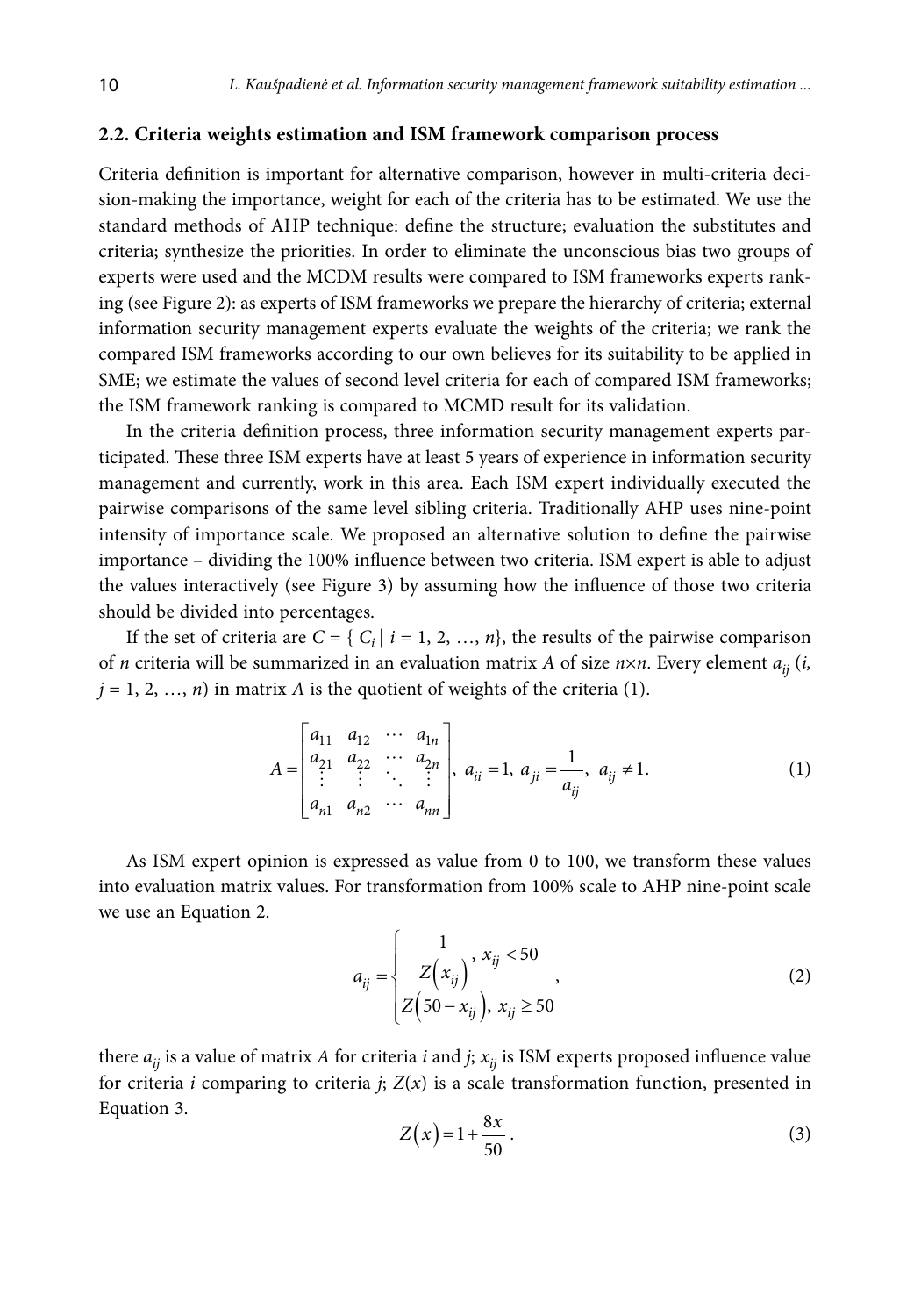### 2.2. Criteria weights estimation and ISM framework comparison process

Criteria definition is important for alternative comparison, however in multi-criteria decision-making the importance, weight for each of the criteria has to be estimated. We use the standard methods of AHP technique: define the structure; evaluation the substitutes and criteria; synthesize the priorities. In order to eliminate the unconscious bias two groups of experts were used and the MCDM results were compared to ISM frameworks experts ranking (see Figure 2): as experts of ISM frameworks we prepare the hierarchy of criteria; external information security management experts evaluate the weights of the criteria; we rank the compared ISM frameworks according to our own believes for its suitability to be applied in SME; we estimate the values of second level criteria for each of compared ISM frameworks; the ISM framework ranking is compared to MCMD result for its validation.

In the criteria definition process, three information security management experts participated. These three ISM experts have at least 5 years of experience in information security management and currently, work in this area. Each ISM expert individually executed the pairwise comparisons of the same level sibling criteria. Traditionally AHP uses nine-point intensity of importance scale. We proposed an alternative solution to define the pairwise importance – dividing the 100% influence between two criteria. ISM expert is able to adjust the values interactively (see Figure 3) by assuming how the influence of those two criteria should be divided into percentages.

If the set of criteria are $C = \{ C_i \mid i = 1, 2, \ldots, n\}$, the results of the pairwise comparison of $n$ criteria will be summarized in an evaluation matrix $A$ of size $n \times n$. Every element $a_{ij}$ ($i, j = 1, 2, \ldots, n$) in matrix $A$ is the quotient of weights of the criteria (1).

$$A = \begin{bmatrix} a_{11} & a_{12} & \cdots & a_{1n} \\ a_{21} & a_{22} & \cdots & a_{2n} \\ \vdots & \vdots & \ddots & \vdots \\ a_{n1} & a_{n2} & \cdots & a_{nn} \end{bmatrix}, \; a_{ii} = 1, \; a_{ji} = \frac{1}{a_{ij}}, \; a_{ij} \neq 1. \tag{1}$$

As ISM expert opinion is expressed as value from 0 to 100, we transform these values into evaluation matrix values. For transformation from 100% scale to AHP nine-point scale we use an Equation 2.

$$a_{ij} = \begin{cases} \dfrac{1}{Z(x_{ij})}, \; x_{ij} < 50 \\ Z(50 - x_{ij}), \; x_{ij} \geq 50 \end{cases}, \tag{2}$$

there $a_{ij}$ is a value of matrix $A$ for criteria $i$ and $j$; $x_{ij}$ is ISM experts proposed influence value for criteria $i$ comparing to criteria $j$; $Z(x)$ is a scale transformation function, presented in Equation 3.

$$Z(x) = 1 + \frac{8x}{50}. \tag{3}$$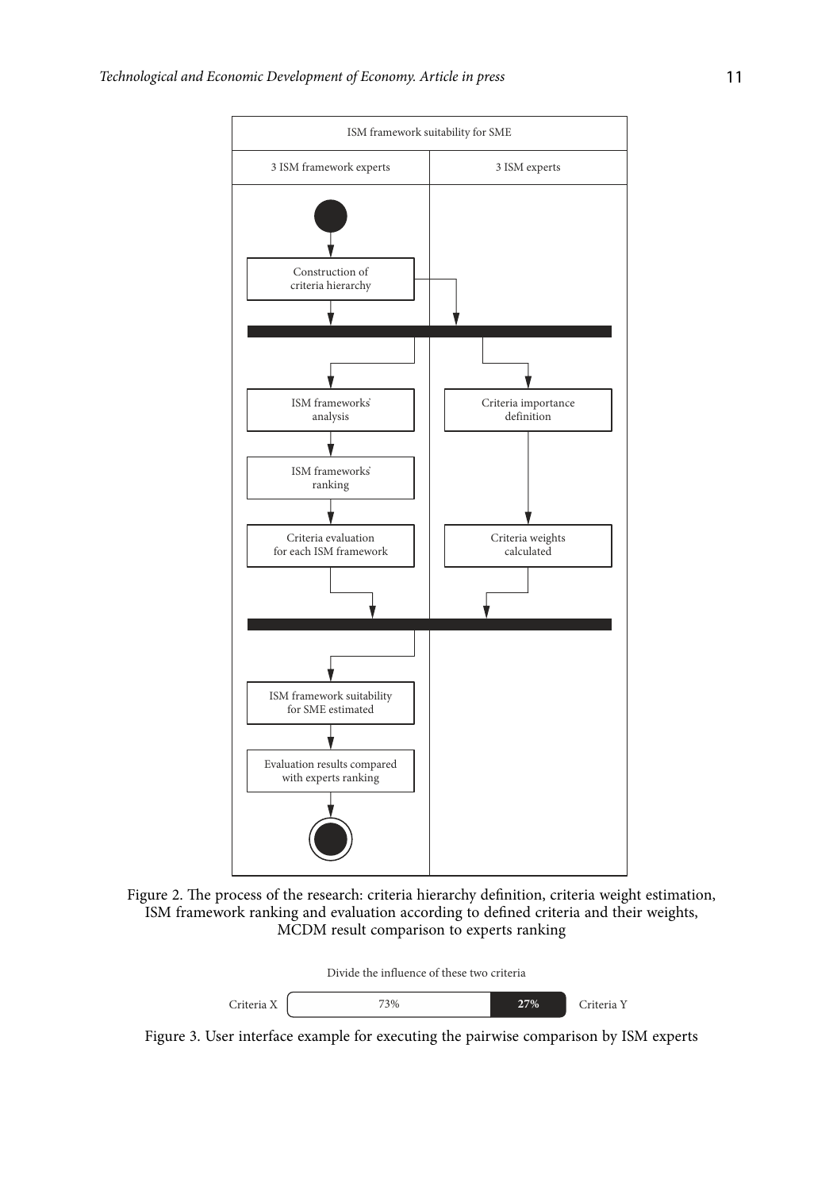ISM framework suitability for SME

| 3 ISM framework experts | 3 ISM experts |
| --- | --- |
| Construction of criteria hierarchy | |
| ISM frameworks' analysis | Criteria importance definition |
| ISM frameworks' ranking | |
| Criteria evaluation for each ISM framework | Criteria weights calculated |
| ISM framework suitability for SME estimated | |
| Evaluation results compared with experts ranking | |

Figure 2. The process of the research: criteria hierarchy definition, criteria weight estimation, ISM framework ranking and evaluation according to defined criteria and their weights, MCDM result comparison to experts ranking

Divide the influence of these two criteria

Criteria X | 73% | **27%** | Criteria Y

Figure 3. User interface example for executing the pairwise comparison by ISM experts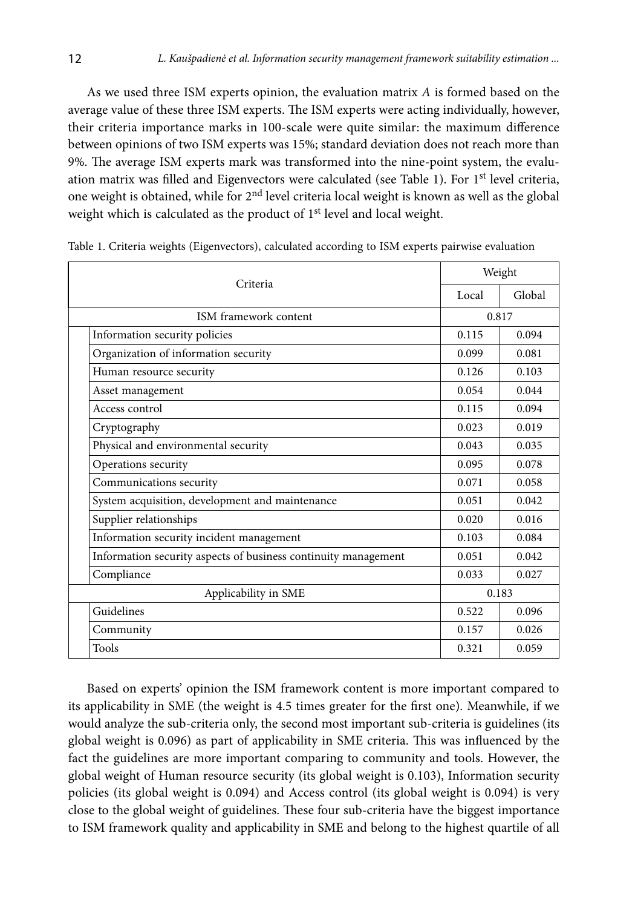As we used three ISM experts opinion, the evaluation matrix *A* is formed based on the average value of these three ISM experts. The ISM experts were acting individually, however, their criteria importance marks in 100-scale were quite similar: the maximum difference between opinions of two ISM experts was 15%; standard deviation does not reach more than 9%. The average ISM experts mark was transformed into the nine-point system, the evaluation matrix was filled and Eigenvectors were calculated (see Table 1). For 1st level criteria, one weight is obtained, while for 2nd level criteria local weight is known as well as the global weight which is calculated as the product of 1st level and local weight.

Table 1. Criteria weights (Eigenvectors), calculated according to ISM experts pairwise evaluation

| Criteria | | Weight | |
|---|---|---|---|
| | | Local | Global |
| ISM framework content | | 0.817 | |
| | Information security policies | 0.115 | 0.094 |
| | Organization of information security | 0.099 | 0.081 |
| | Human resource security | 0.126 | 0.103 |
| | Asset management | 0.054 | 0.044 |
| | Access control | 0.115 | 0.094 |
| | Cryptography | 0.023 | 0.019 |
| | Physical and environmental security | 0.043 | 0.035 |
| | Operations security | 0.095 | 0.078 |
| | Communications security | 0.071 | 0.058 |
| | System acquisition, development and maintenance | 0.051 | 0.042 |
| | Supplier relationships | 0.020 | 0.016 |
| | Information security incident management | 0.103 | 0.084 |
| | Information security aspects of business continuity management | 0.051 | 0.042 |
| | Compliance | 0.033 | 0.027 |
| Applicability in SME | | 0.183 | |
| | Guidelines | 0.522 | 0.096 |
| | Community | 0.157 | 0.026 |
| | Tools | 0.321 | 0.059 |

Based on experts' opinion the ISM framework content is more important compared to its applicability in SME (the weight is 4.5 times greater for the first one). Meanwhile, if we would analyze the sub-criteria only, the second most important sub-criteria is guidelines (its global weight is 0.096) as part of applicability in SME criteria. This was influenced by the fact the guidelines are more important comparing to community and tools. However, the global weight of Human resource security (its global weight is 0.103), Information security policies (its global weight is 0.094) and Access control (its global weight is 0.094) is very close to the global weight of guidelines. These four sub-criteria have the biggest importance to ISM framework quality and applicability in SME and belong to the highest quartile of all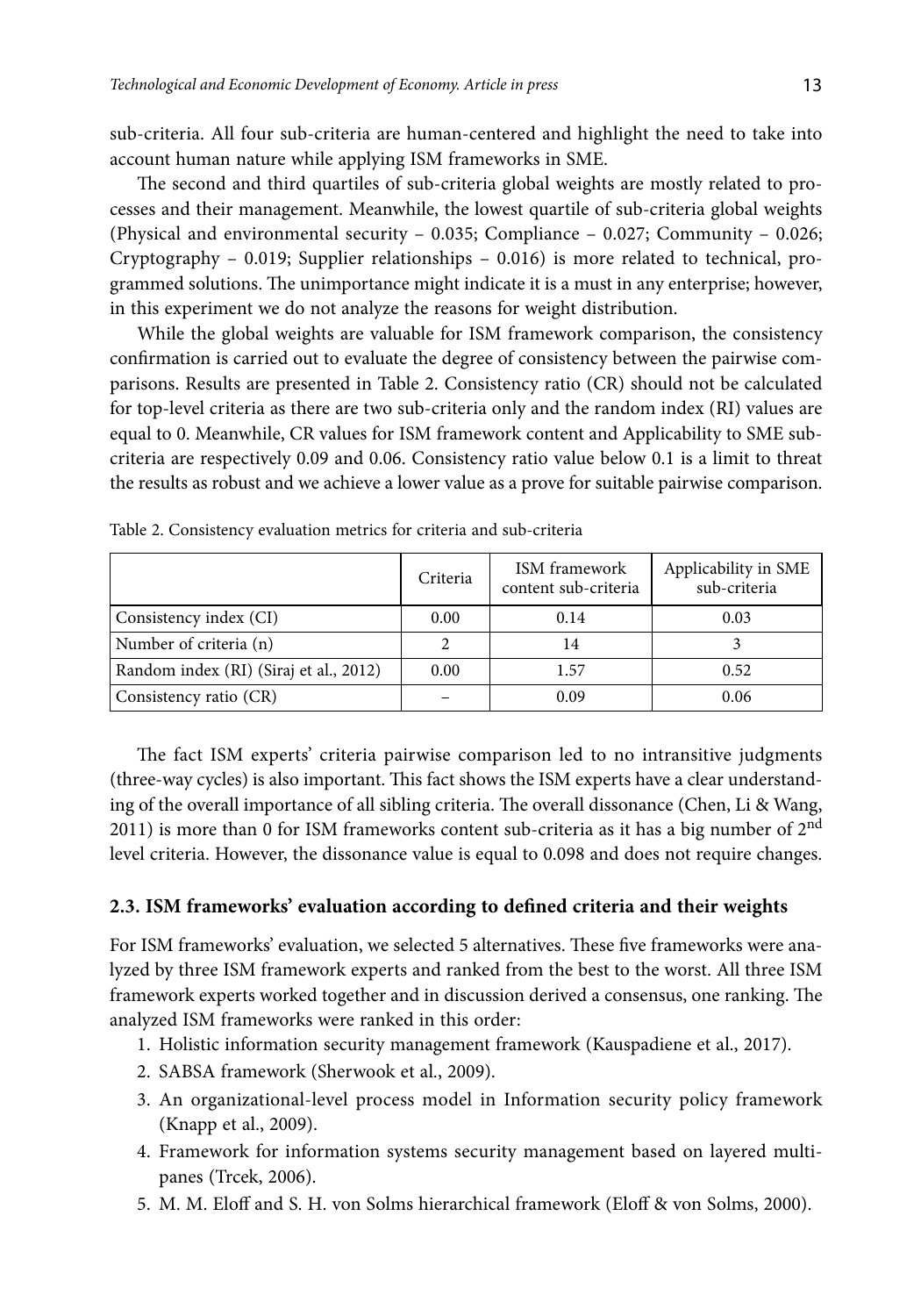sub-criteria. All four sub-criteria are human-centered and highlight the need to take into account human nature while applying ISM frameworks in SME.

The second and third quartiles of sub-criteria global weights are mostly related to processes and their management. Meanwhile, the lowest quartile of sub-criteria global weights (Physical and environmental security – 0.035; Compliance – 0.027; Community – 0.026; Cryptography – 0.019; Supplier relationships – 0.016) is more related to technical, programmed solutions. The unimportance might indicate it is a must in any enterprise; however, in this experiment we do not analyze the reasons for weight distribution.

While the global weights are valuable for ISM framework comparison, the consistency confirmation is carried out to evaluate the degree of consistency between the pairwise comparisons. Results are presented in Table 2. Consistency ratio (CR) should not be calculated for top-level criteria as there are two sub-criteria only and the random index (RI) values are equal to 0. Meanwhile, CR values for ISM framework content and Applicability to SME sub-criteria are respectively 0.09 and 0.06. Consistency ratio value below 0.1 is a limit to threat the results as robust and we achieve a lower value as a prove for suitable pairwise comparison.

Table 2. Consistency evaluation metrics for criteria and sub-criteria

| | Criteria | ISM framework content sub-criteria | Applicability in SME sub-criteria |
|---|---|---|---|
| Consistency index (CI) | 0.00 | 0.14 | 0.03 |
| Number of criteria (n) | 2 | 14 | 3 |
| Random index (RI) (Siraj et al., 2012) | 0.00 | 1.57 | 0.52 |
| Consistency ratio (CR) | – | 0.09 | 0.06 |

The fact ISM experts' criteria pairwise comparison led to no intransitive judgments (three-way cycles) is also important. This fact shows the ISM experts have a clear understanding of the overall importance of all sibling criteria. The overall dissonance (Chen, Li & Wang, 2011) is more than 0 for ISM frameworks content sub-criteria as it has a big number of 2nd level criteria. However, the dissonance value is equal to 0.098 and does not require changes.

### 2.3. ISM frameworks' evaluation according to defined criteria and their weights

For ISM frameworks' evaluation, we selected 5 alternatives. These five frameworks were analyzed by three ISM framework experts and ranked from the best to the worst. All three ISM framework experts worked together and in discussion derived a consensus, one ranking. The analyzed ISM frameworks were ranked in this order:

1. Holistic information security management framework (Kauspadiene et al., 2017).
2. SABSA framework (Sherwook et al., 2009).
3. An organizational-level process model in Information security policy framework (Knapp et al., 2009).
4. Framework for information systems security management based on layered multi-panes (Trcek, 2006).
5. M. M. Eloff and S. H. von Solms hierarchical framework (Eloff & von Solms, 2000).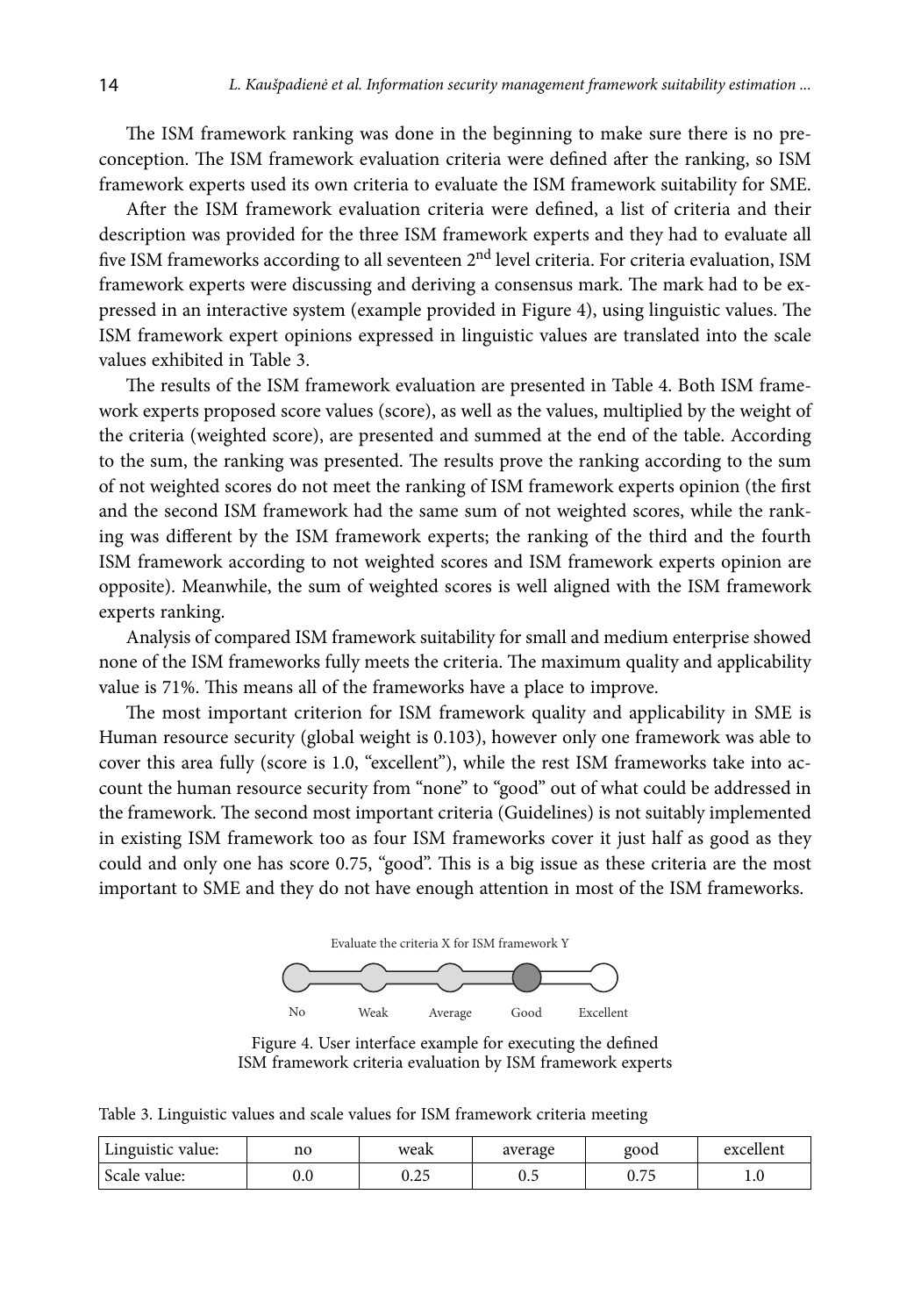The ISM framework ranking was done in the beginning to make sure there is no preconception. The ISM framework evaluation criteria were defined after the ranking, so ISM framework experts used its own criteria to evaluate the ISM framework suitability for SME.

After the ISM framework evaluation criteria were defined, a list of criteria and their description was provided for the three ISM framework experts and they had to evaluate all five ISM frameworks according to all seventeen 2nd level criteria. For criteria evaluation, ISM framework experts were discussing and deriving a consensus mark. The mark had to be expressed in an interactive system (example provided in Figure 4), using linguistic values. The ISM framework expert opinions expressed in linguistic values are translated into the scale values exhibited in Table 3.

The results of the ISM framework evaluation are presented in Table 4. Both ISM framework experts proposed score values (score), as well as the values, multiplied by the weight of the criteria (weighted score), are presented and summed at the end of the table. According to the sum, the ranking was presented. The results prove the ranking according to the sum of not weighted scores do not meet the ranking of ISM framework experts opinion (the first and the second ISM framework had the same sum of not weighted scores, while the ranking was different by the ISM framework experts; the ranking of the third and the fourth ISM framework according to not weighted scores and ISM framework experts opinion are opposite). Meanwhile, the sum of weighted scores is well aligned with the ISM framework experts ranking.

Analysis of compared ISM framework suitability for small and medium enterprise showed none of the ISM frameworks fully meets the criteria. The maximum quality and applicability value is 71%. This means all of the frameworks have a place to improve.

The most important criterion for ISM framework quality and applicability in SME is Human resource security (global weight is 0.103), however only one framework was able to cover this area fully (score is 1.0, "excellent"), while the rest ISM frameworks take into account the human resource security from "none" to "good" out of what could be addressed in the framework. The second most important criteria (Guidelines) is not suitably implemented in existing ISM framework too as four ISM frameworks cover it just half as good as they could and only one has score 0.75, "good". This is a big issue as these criteria are the most important to SME and they do not have enough attention in most of the ISM frameworks.

Evaluate the criteria X for ISM framework Y

No — Weak — Average — Good — Excellent

Figure 4. User interface example for executing the defined ISM framework criteria evaluation by ISM framework experts

Table 3. Linguistic values and scale values for ISM framework criteria meeting

| Linguistic value: | no | weak | average | good | excellent |
|---|---|---|---|---|---|
| Scale value: | 0.0 | 0.25 | 0.5 | 0.75 | 1.0 |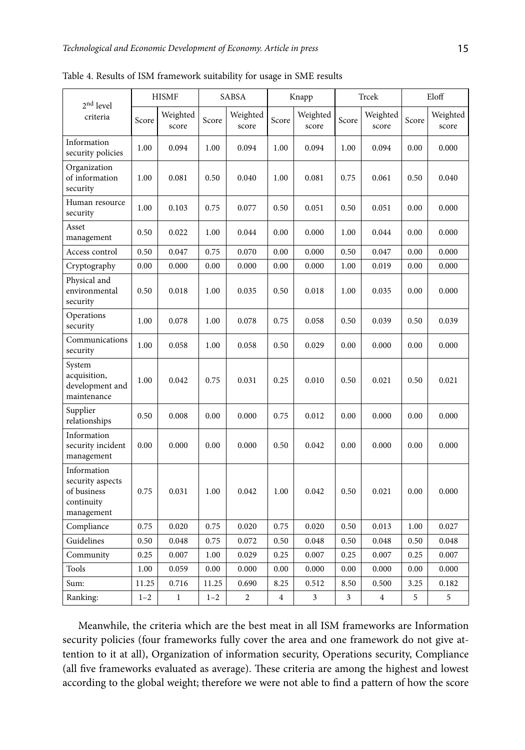Table 4. Results of ISM framework suitability for usage in SME results

| 2nd level criteria | HISMF | | SABSA | | Knapp | | Trcek | | Eloff | |
|---|---|---|---|---|---|---|---|---|---|---|
| | Score | Weighted score | Score | Weighted score | Score | Weighted score | Score | Weighted score | Score | Weighted score |
| Information security policies | 1.00 | 0.094 | 1.00 | 0.094 | 1.00 | 0.094 | 1.00 | 0.094 | 0.00 | 0.000 |
| Organization of information security | 1.00 | 0.081 | 0.50 | 0.040 | 1.00 | 0.081 | 0.75 | 0.061 | 0.50 | 0.040 |
| Human resource security | 1.00 | 0.103 | 0.75 | 0.077 | 0.50 | 0.051 | 0.50 | 0.051 | 0.00 | 0.000 |
| Asset management | 0.50 | 0.022 | 1.00 | 0.044 | 0.00 | 0.000 | 1.00 | 0.044 | 0.00 | 0.000 |
| Access control | 0.50 | 0.047 | 0.75 | 0.070 | 0.00 | 0.000 | 0.50 | 0.047 | 0.00 | 0.000 |
| Cryptography | 0.00 | 0.000 | 0.00 | 0.000 | 0.00 | 0.000 | 1.00 | 0.019 | 0.00 | 0.000 |
| Physical and environmental security | 0.50 | 0.018 | 1.00 | 0.035 | 0.50 | 0.018 | 1.00 | 0.035 | 0.00 | 0.000 |
| Operations security | 1.00 | 0.078 | 1.00 | 0.078 | 0.75 | 0.058 | 0.50 | 0.039 | 0.50 | 0.039 |
| Communications security | 1.00 | 0.058 | 1.00 | 0.058 | 0.50 | 0.029 | 0.00 | 0.000 | 0.00 | 0.000 |
| System acquisition, development and maintenance | 1.00 | 0.042 | 0.75 | 0.031 | 0.25 | 0.010 | 0.50 | 0.021 | 0.50 | 0.021 |
| Supplier relationships | 0.50 | 0.008 | 0.00 | 0.000 | 0.75 | 0.012 | 0.00 | 0.000 | 0.00 | 0.000 |
| Information security incident management | 0.00 | 0.000 | 0.00 | 0.000 | 0.50 | 0.042 | 0.00 | 0.000 | 0.00 | 0.000 |
| Information security aspects of business continuity management | 0.75 | 0.031 | 1.00 | 0.042 | 1.00 | 0.042 | 0.50 | 0.021 | 0.00 | 0.000 |
| Compliance | 0.75 | 0.020 | 0.75 | 0.020 | 0.75 | 0.020 | 0.50 | 0.013 | 1.00 | 0.027 |
| Guidelines | 0.50 | 0.048 | 0.75 | 0.072 | 0.50 | 0.048 | 0.50 | 0.048 | 0.50 | 0.048 |
| Community | 0.25 | 0.007 | 1.00 | 0.029 | 0.25 | 0.007 | 0.25 | 0.007 | 0.25 | 0.007 |
| Tools | 1.00 | 0.059 | 0.00 | 0.000 | 0.00 | 0.000 | 0.00 | 0.000 | 0.00 | 0.000 |
| Sum: | 11.25 | 0.716 | 11.25 | 0.690 | 8.25 | 0.512 | 8.50 | 0.500 | 3.25 | 0.182 |
| Ranking: | 1–2 | 1 | 1–2 | 2 | 4 | 3 | 3 | 4 | 5 | 5 |

Meanwhile, the criteria which are the best meat in all ISM frameworks are Information security policies (four frameworks fully cover the area and one framework do not give attention to it at all), Organization of information security, Operations security, Compliance (all five frameworks evaluated as average). These criteria are among the highest and lowest according to the global weight; therefore we were not able to find a pattern of how the score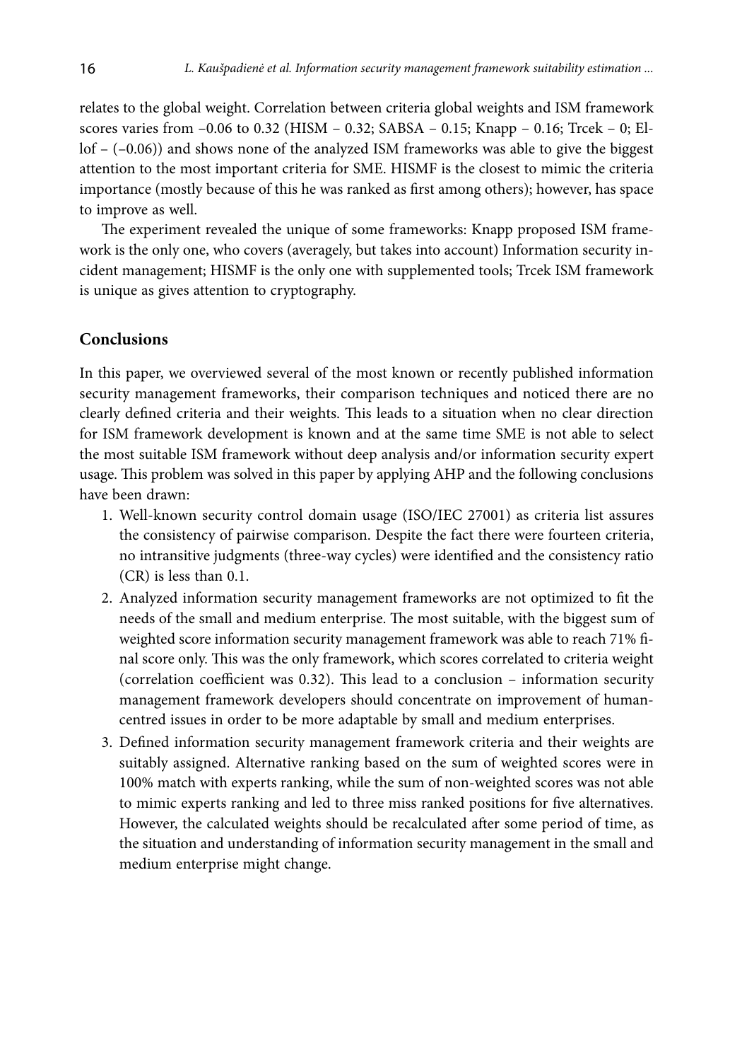relates to the global weight. Correlation between criteria global weights and ISM framework scores varies from –0.06 to 0.32 (HISM – 0.32; SABSA – 0.15; Knapp – 0.16; Trcek – 0; Ellof – (–0.06)) and shows none of the analyzed ISM frameworks was able to give the biggest attention to the most important criteria for SME. HISMF is the closest to mimic the criteria importance (mostly because of this he was ranked as first among others); however, has space to improve as well.

The experiment revealed the unique of some frameworks: Knapp proposed ISM framework is the only one, who covers (averagely, but takes into account) Information security incident management; HISMF is the only one with supplemented tools; Trcek ISM framework is unique as gives attention to cryptography.

## Conclusions

In this paper, we overviewed several of the most known or recently published information security management frameworks, their comparison techniques and noticed there are no clearly defined criteria and their weights. This leads to a situation when no clear direction for ISM framework development is known and at the same time SME is not able to select the most suitable ISM framework without deep analysis and/or information security expert usage. This problem was solved in this paper by applying AHP and the following conclusions have been drawn:

1. Well-known security control domain usage (ISO/IEC 27001) as criteria list assures the consistency of pairwise comparison. Despite the fact there were fourteen criteria, no intransitive judgments (three-way cycles) were identified and the consistency ratio (CR) is less than 0.1.
2. Analyzed information security management frameworks are not optimized to fit the needs of the small and medium enterprise. The most suitable, with the biggest sum of weighted score information security management framework was able to reach 71% final score only. This was the only framework, which scores correlated to criteria weight (correlation coefficient was 0.32). This lead to a conclusion – information security management framework developers should concentrate on improvement of human-centred issues in order to be more adaptable by small and medium enterprises.
3. Defined information security management framework criteria and their weights are suitably assigned. Alternative ranking based on the sum of weighted scores were in 100% match with experts ranking, while the sum of non-weighted scores was not able to mimic experts ranking and led to three miss ranked positions for five alternatives. However, the calculated weights should be recalculated after some period of time, as the situation and understanding of information security management in the small and medium enterprise might change.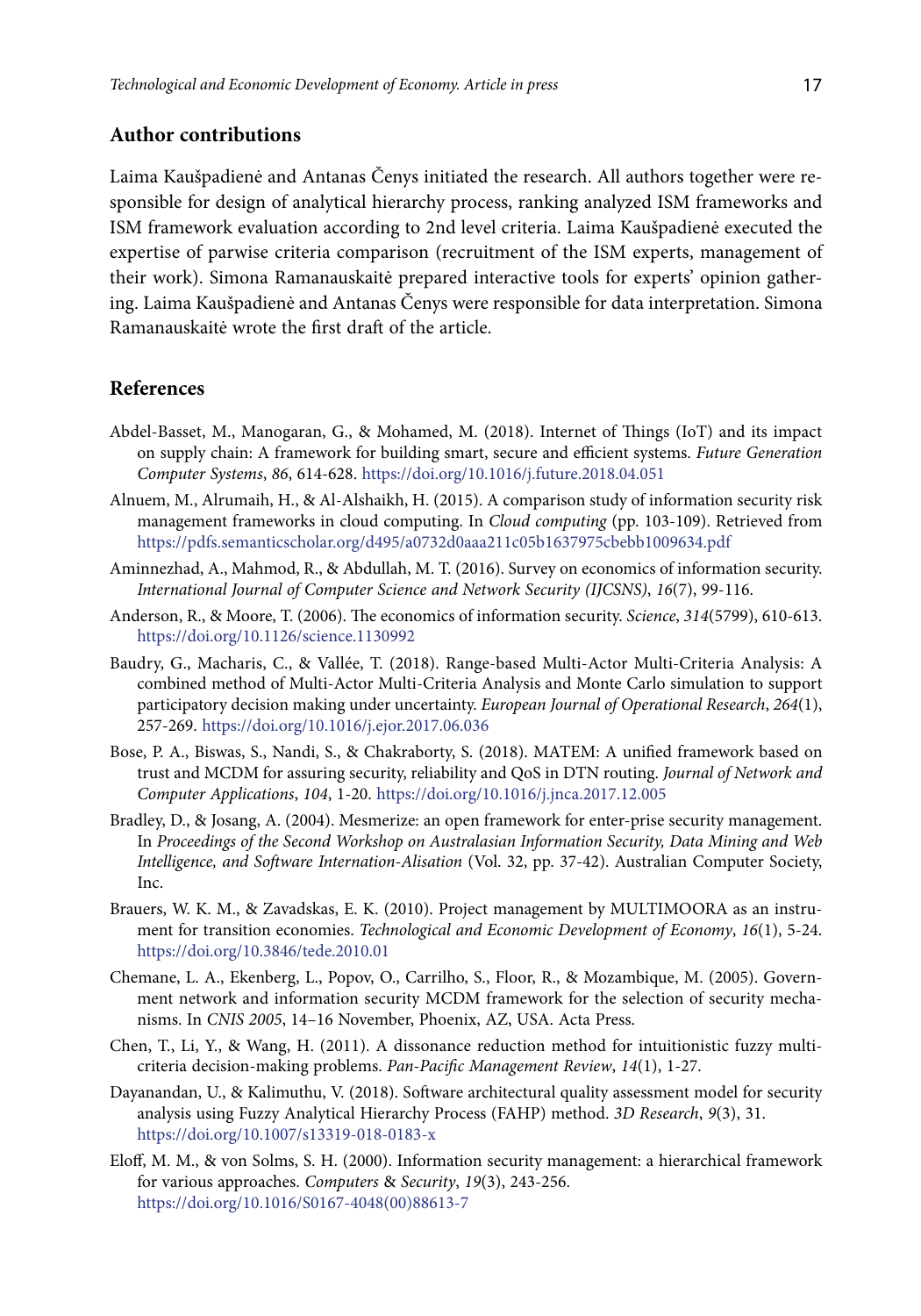## Author contributions

Laima Kaušpadienė and Antanas Čenys initiated the research. All authors together were responsible for design of analytical hierarchy process, ranking analyzed ISM frameworks and ISM framework evaluation according to 2nd level criteria. Laima Kaušpadienė executed the expertise of parwise criteria comparison (recruitment of the ISM experts, management of their work). Simona Ramanauskaitė prepared interactive tools for experts' opinion gathering. Laima Kaušpadienė and Antanas Čenys were responsible for data interpretation. Simona Ramanauskaitė wrote the first draft of the article.

## References

Abdel-Basset, M., Manogaran, G., & Mohamed, M. (2018). Internet of Things (IoT) and its impact on supply chain: A framework for building smart, secure and efficient systems. *Future Generation Computer Systems*, *86*, 614-628. https://doi.org/10.1016/j.future.2018.04.051

Alnuem, M., Alrumaih, H., & Al-Alshaikh, H. (2015). A comparison study of information security risk management frameworks in cloud computing. In *Cloud computing* (pp. 103-109). Retrieved from https://pdfs.semanticscholar.org/d495/a0732d0aaa211c05b1637975cbebb1009634.pdf

Aminnezhad, A., Mahmod, R., & Abdullah, M. T. (2016). Survey on economics of information security. *International Journal of Computer Science and Network Security (IJCSNS)*, *16*(7), 99-116.

Anderson, R., & Moore, T. (2006). The economics of information security. *Science*, *314*(5799), 610-613. https://doi.org/10.1126/science.1130992

Baudry, G., Macharis, C., & Vallée, T. (2018). Range-based Multi-Actor Multi-Criteria Analysis: A combined method of Multi-Actor Multi-Criteria Analysis and Monte Carlo simulation to support participatory decision making under uncertainty. *European Journal of Operational Research*, *264*(1), 257-269. https://doi.org/10.1016/j.ejor.2017.06.036

Bose, P. A., Biswas, S., Nandi, S., & Chakraborty, S. (2018). MATEM: A unified framework based on trust and MCDM for assuring security, reliability and QoS in DTN routing. *Journal of Network and Computer Applications*, *104*, 1-20. https://doi.org/10.1016/j.jnca.2017.12.005

Bradley, D., & Josang, A. (2004). Mesmerize: an open framework for enter-prise security management. In *Proceedings of the Second Workshop on Australasian Information Security, Data Mining and Web Intelligence, and Software Internation-Alisation* (Vol. 32, pp. 37-42). Australian Computer Society, Inc.

Brauers, W. K. M., & Zavadskas, E. K. (2010). Project management by MULTIMOORA as an instrument for transition economies. *Technological and Economic Development of Economy*, *16*(1), 5-24. https://doi.org/10.3846/tede.2010.01

Chemane, L. A., Ekenberg, L., Popov, O., Carrilho, S., Floor, R., & Mozambique, M. (2005). Government network and information security MCDM framework for the selection of security mechanisms. In *CNIS 2005*, 14–16 November, Phoenix, AZ, USA. Acta Press.

Chen, T., Li, Y., & Wang, H. (2011). A dissonance reduction method for intuitionistic fuzzy multicriteria decision-making problems. *Pan-Pacific Management Review*, *14*(1), 1-27.

Dayanandan, U., & Kalimuthu, V. (2018). Software architectural quality assessment model for security analysis using Fuzzy Analytical Hierarchy Process (FAHP) method. *3D Research*, *9*(3), 31. https://doi.org/10.1007/s13319-018-0183-x

Eloff, M. M., & von Solms, S. H. (2000). Information security management: a hierarchical framework for various approaches. *Computers & Security*, *19*(3), 243-256. https://doi.org/10.1016/S0167-4048(00)88613-7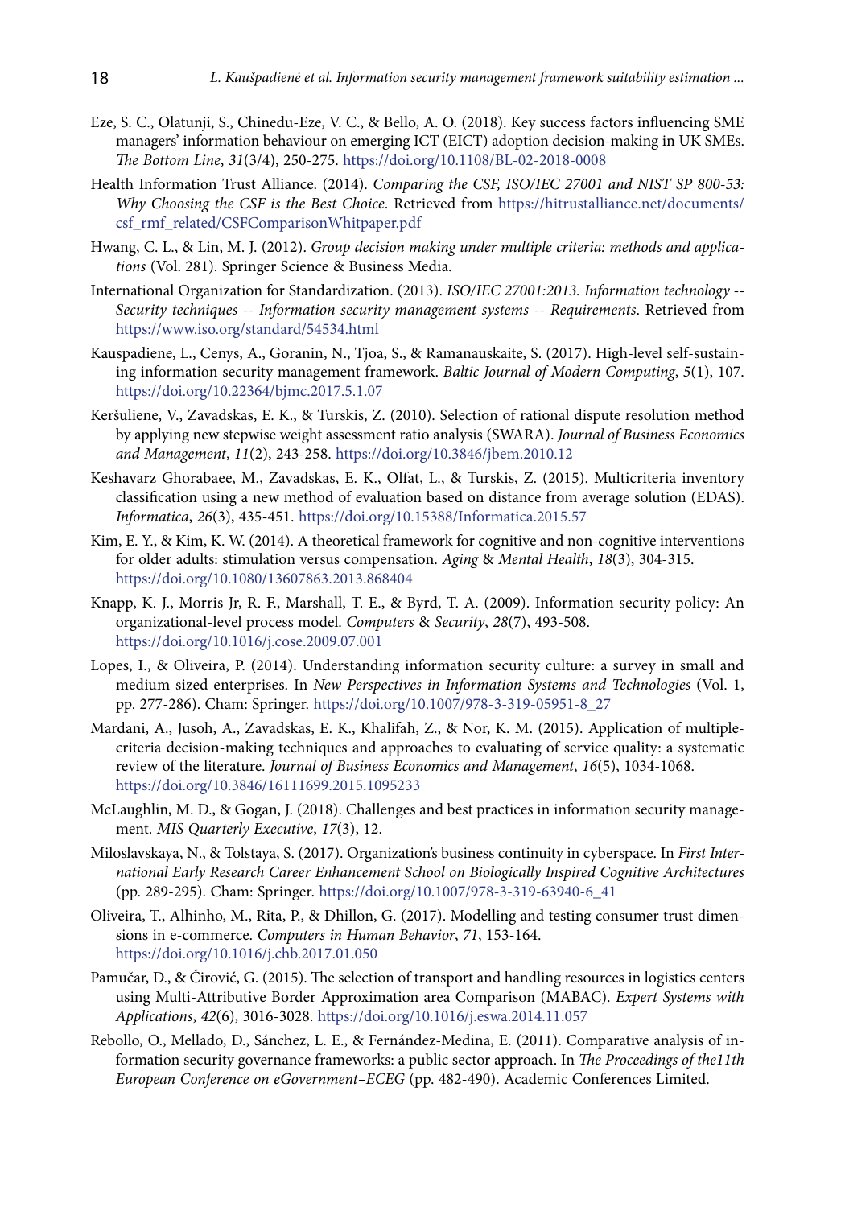Eze, S. C., Olatunji, S., Chinedu-Eze, V. C., & Bello, A. O. (2018). Key success factors influencing SME managers' information behaviour on emerging ICT (EICT) adoption decision-making in UK SMEs. *The Bottom Line*, *31*(3/4), 250-275. https://doi.org/10.1108/BL-02-2018-0008

Health Information Trust Alliance. (2014). *Comparing the CSF, ISO/IEC 27001 and NIST SP 800-53: Why Choosing the CSF is the Best Choice*. Retrieved from https://hitrustalliance.net/documents/csf_rmf_related/CSFComparisonWhitpaper.pdf

Hwang, C. L., & Lin, M. J. (2012). *Group decision making under multiple criteria: methods and applications* (Vol. 281). Springer Science & Business Media.

International Organization for Standardization. (2013). *ISO/IEC 27001:2013. Information technology -- Security techniques -- Information security management systems -- Requirements*. Retrieved from https://www.iso.org/standard/54534.html

Kauspadiene, L., Cenys, A., Goranin, N., Tjoa, S., & Ramanauskaite, S. (2017). High-level self-sustaining information security management framework. *Baltic Journal of Modern Computing*, *5*(1), 107. https://doi.org/10.22364/bjmc.2017.5.1.07

Keršuliene, V., Zavadskas, E. K., & Turskis, Z. (2010). Selection of rational dispute resolution method by applying new stepwise weight assessment ratio analysis (SWARA). *Journal of Business Economics and Management*, *11*(2), 243-258. https://doi.org/10.3846/jbem.2010.12

Keshavarz Ghorabaee, M., Zavadskas, E. K., Olfat, L., & Turskis, Z. (2015). Multicriteria inventory classification using a new method of evaluation based on distance from average solution (EDAS). *Informatica*, *26*(3), 435-451. https://doi.org/10.15388/Informatica.2015.57

Kim, E. Y., & Kim, K. W. (2014). A theoretical framework for cognitive and non-cognitive interventions for older adults: stimulation versus compensation. *Aging & Mental Health*, *18*(3), 304-315. https://doi.org/10.1080/13607863.2013.868404

Knapp, K. J., Morris Jr, R. F., Marshall, T. E., & Byrd, T. A. (2009). Information security policy: An organizational-level process model. *Computers & Security*, *28*(7), 493-508. https://doi.org/10.1016/j.cose.2009.07.001

Lopes, I., & Oliveira, P. (2014). Understanding information security culture: a survey in small and medium sized enterprises. In *New Perspectives in Information Systems and Technologies* (Vol. 1, pp. 277-286). Cham: Springer. https://doi.org/10.1007/978-3-319-05951-8_27

Mardani, A., Jusoh, A., Zavadskas, E. K., Khalifah, Z., & Nor, K. M. (2015). Application of multiple-criteria decision-making techniques and approaches to evaluating of service quality: a systematic review of the literature. *Journal of Business Economics and Management*, *16*(5), 1034-1068. https://doi.org/10.3846/16111699.2015.1095233

McLaughlin, M. D., & Gogan, J. (2018). Challenges and best practices in information security management. *MIS Quarterly Executive*, *17*(3), 12.

Miloslavskaya, N., & Tolstaya, S. (2017). Organization's business continuity in cyberspace. In *First International Early Research Career Enhancement School on Biologically Inspired Cognitive Architectures* (pp. 289-295). Cham: Springer. https://doi.org/10.1007/978-3-319-63940-6_41

Oliveira, T., Alhinho, M., Rita, P., & Dhillon, G. (2017). Modelling and testing consumer trust dimensions in e-commerce. *Computers in Human Behavior*, *71*, 153-164. https://doi.org/10.1016/j.chb.2017.01.050

Pamučar, D., & Ćirović, G. (2015). The selection of transport and handling resources in logistics centers using Multi-Attributive Border Approximation area Comparison (MABAC). *Expert Systems with Applications*, *42*(6), 3016-3028. https://doi.org/10.1016/j.eswa.2014.11.057

Rebollo, O., Mellado, D., Sánchez, L. E., & Fernández-Medina, E. (2011). Comparative analysis of information security governance frameworks: a public sector approach. In *The Proceedings of the11th European Conference on eGovernment–ECEG* (pp. 482-490). Academic Conferences Limited.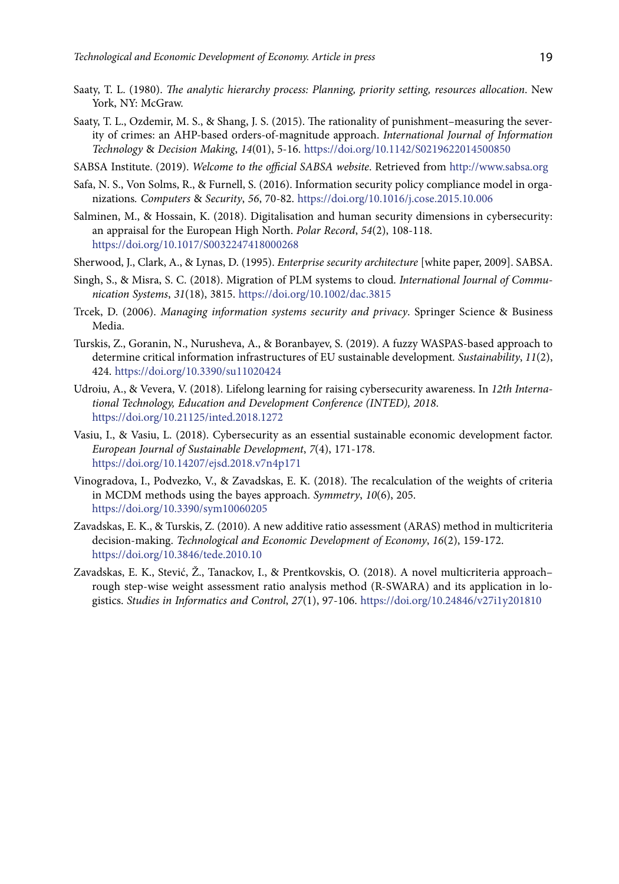Saaty, T. L. (1980). *The analytic hierarchy process: Planning, priority setting, resources allocation*. New York, NY: McGraw.

Saaty, T. L., Ozdemir, M. S., & Shang, J. S. (2015). The rationality of punishment–measuring the severity of crimes: an AHP-based orders-of-magnitude approach. *International Journal of Information Technology & Decision Making*, *14*(01), 5-16. https://doi.org/10.1142/S0219622014500850

SABSA Institute. (2019). *Welcome to the official SABSA website*. Retrieved from http://www.sabsa.org

Safa, N. S., Von Solms, R., & Furnell, S. (2016). Information security policy compliance model in organizations. *Computers & Security*, *56*, 70-82. https://doi.org/10.1016/j.cose.2015.10.006

Salminen, M., & Hossain, K. (2018). Digitalisation and human security dimensions in cybersecurity: an appraisal for the European High North. *Polar Record*, *54*(2), 108-118. https://doi.org/10.1017/S0032247418000268

Sherwood, J., Clark, A., & Lynas, D. (1995). *Enterprise security architecture* [white paper, 2009]. SABSA.

Singh, S., & Misra, S. C. (2018). Migration of PLM systems to cloud. *International Journal of Communication Systems*, *31*(18), 3815. https://doi.org/10.1002/dac.3815

Trcek, D. (2006). *Managing information systems security and privacy*. Springer Science & Business Media.

Turskis, Z., Goranin, N., Nurusheva, A., & Boranbayev, S. (2019). A fuzzy WASPAS-based approach to determine critical information infrastructures of EU sustainable development. *Sustainability*, *11*(2), 424. https://doi.org/10.3390/su11020424

Udroiu, A., & Vevera, V. (2018). Lifelong learning for raising cybersecurity awareness. In *12th International Technology, Education and Development Conference (INTED), 2018*. https://doi.org/10.21125/inted.2018.1272

Vasiu, I., & Vasiu, L. (2018). Cybersecurity as an essential sustainable economic development factor. *European Journal of Sustainable Development*, *7*(4), 171-178. https://doi.org/10.14207/ejsd.2018.v7n4p171

Vinogradova, I., Podvezko, V., & Zavadskas, E. K. (2018). The recalculation of the weights of criteria in MCDM methods using the bayes approach. *Symmetry*, *10*(6), 205. https://doi.org/10.3390/sym10060205

Zavadskas, E. K., & Turskis, Z. (2010). A new additive ratio assessment (ARAS) method in multicriteria decision-making. *Technological and Economic Development of Economy*, *16*(2), 159-172. https://doi.org/10.3846/tede.2010.10

Zavadskas, E. K., Stević, Ž., Tanackov, I., & Prentkovskis, O. (2018). A novel multicriteria approach–rough step-wise weight assessment ratio analysis method (R-SWARA) and its application in logistics. *Studies in Informatics and Control*, *27*(1), 97-106. https://doi.org/10.24846/v27i1y201810